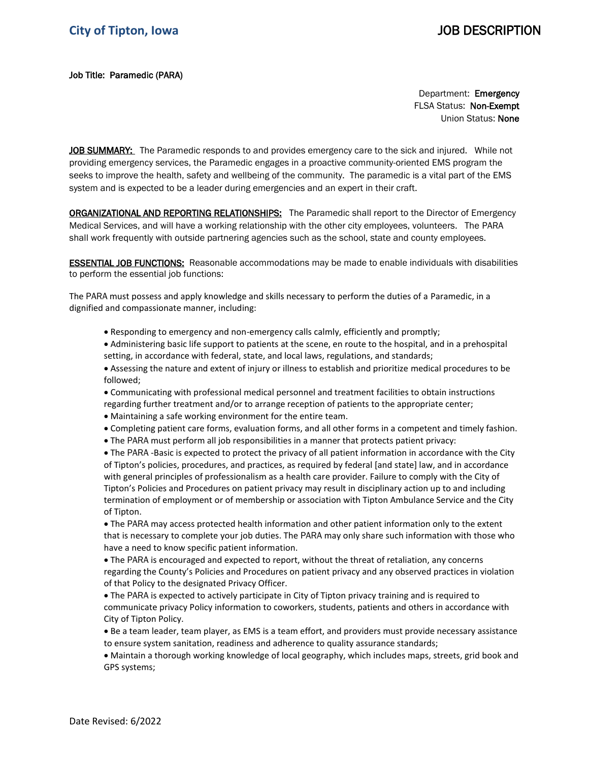**City of Tipton, Iowa** **JOB DESCRIPTION**

Job Title: Paramedic (PARA)

Department: **Emergency**
FLSA Status: **Non-Exempt**
Union Status: **None**

**JOB SUMMARY:** The Paramedic responds to and provides emergency care to the sick and injured. While not providing emergency services, the Paramedic engages in a proactive community-oriented EMS program the seeks to improve the health, safety and wellbeing of the community. The paramedic is a vital part of the EMS system and is expected to be a leader during emergencies and an expert in their craft.

**ORGANIZATIONAL AND REPORTING RELATIONSHIPS:** The Paramedic shall report to the Director of Emergency Medical Services, and will have a working relationship with the other city employees, volunteers. The PARA shall work frequently with outside partnering agencies such as the school, state and county employees.

**ESSENTIAL JOB FUNCTIONS:** Reasonable accommodations may be made to enable individuals with disabilities to perform the essential job functions:

The PARA must possess and apply knowledge and skills necessary to perform the duties of a Paramedic, in a dignified and compassionate manner, including:

- Responding to emergency and non-emergency calls calmly, efficiently and promptly;
- Administering basic life support to patients at the scene, en route to the hospital, and in a prehospital setting, in accordance with federal, state, and local laws, regulations, and standards;
- Assessing the nature and extent of injury or illness to establish and prioritize medical procedures to be followed;
- Communicating with professional medical personnel and treatment facilities to obtain instructions regarding further treatment and/or to arrange reception of patients to the appropriate center;
- Maintaining a safe working environment for the entire team.
- Completing patient care forms, evaluation forms, and all other forms in a competent and timely fashion.
- The PARA must perform all job responsibilities in a manner that protects patient privacy:
- The PARA -Basic is expected to protect the privacy of all patient information in accordance with the City of Tipton's policies, procedures, and practices, as required by federal [and state] law, and in accordance with general principles of professionalism as a health care provider. Failure to comply with the City of Tipton's Policies and Procedures on patient privacy may result in disciplinary action up to and including termination of employment or of membership or association with Tipton Ambulance Service and the City of Tipton.
- The PARA may access protected health information and other patient information only to the extent that is necessary to complete your job duties. The PARA may only share such information with those who have a need to know specific patient information.
- The PARA is encouraged and expected to report, without the threat of retaliation, any concerns regarding the County's Policies and Procedures on patient privacy and any observed practices in violation of that Policy to the designated Privacy Officer.
- The PARA is expected to actively participate in City of Tipton privacy training and is required to communicate privacy Policy information to coworkers, students, patients and others in accordance with City of Tipton Policy.
- Be a team leader, team player, as EMS is a team effort, and providers must provide necessary assistance to ensure system sanitation, readiness and adherence to quality assurance standards;
- Maintain a thorough working knowledge of local geography, which includes maps, streets, grid book and GPS systems;

Date Revised: 6/2022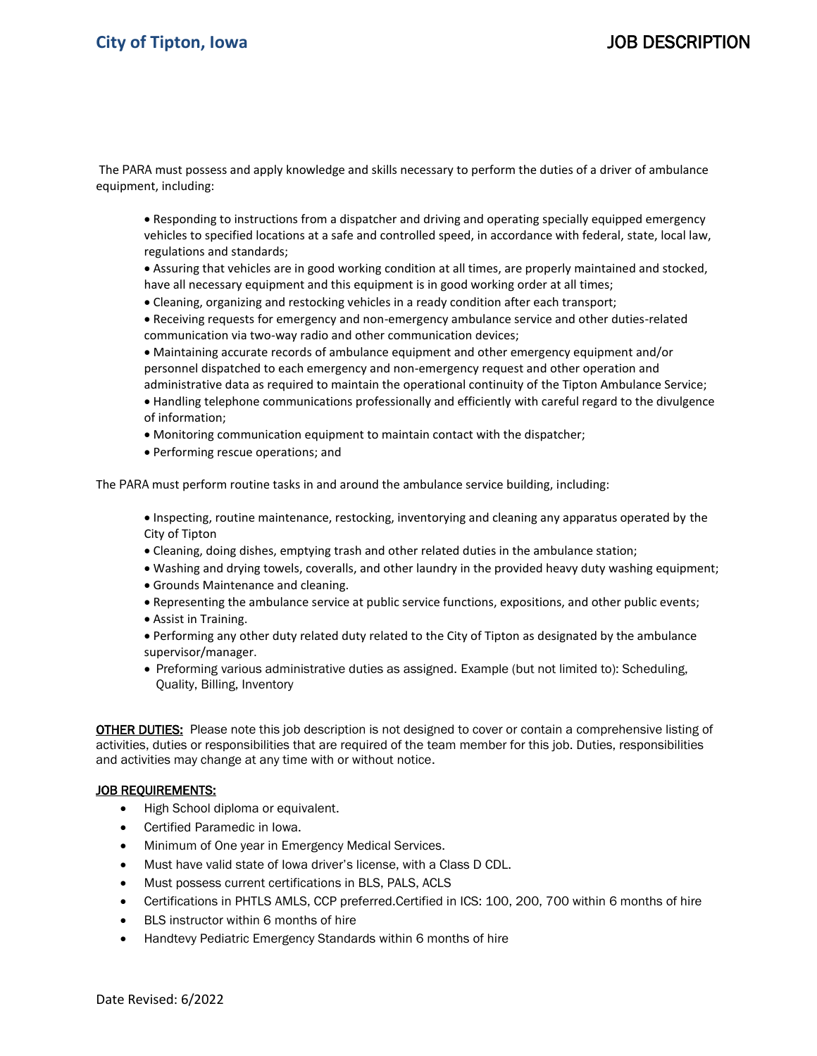The PARA must possess and apply knowledge and skills necessary to perform the duties of a driver of ambulance equipment, including:

- Responding to instructions from a dispatcher and driving and operating specially equipped emergency vehicles to specified locations at a safe and controlled speed, in accordance with federal, state, local law, regulations and standards;
- Assuring that vehicles are in good working condition at all times, are properly maintained and stocked, have all necessary equipment and this equipment is in good working order at all times;
- Cleaning, organizing and restocking vehicles in a ready condition after each transport;
- Receiving requests for emergency and non-emergency ambulance service and other duties-related communication via two-way radio and other communication devices;
- Maintaining accurate records of ambulance equipment and other emergency equipment and/or personnel dispatched to each emergency and non-emergency request and other operation and administrative data as required to maintain the operational continuity of the Tipton Ambulance Service;
- Handling telephone communications professionally and efficiently with careful regard to the divulgence of information;
- Monitoring communication equipment to maintain contact with the dispatcher;
- Performing rescue operations; and

The PARA must perform routine tasks in and around the ambulance service building, including:

- Inspecting, routine maintenance, restocking, inventorying and cleaning any apparatus operated by the City of Tipton
- Cleaning, doing dishes, emptying trash and other related duties in the ambulance station;
- Washing and drying towels, coveralls, and other laundry in the provided heavy duty washing equipment;
- Grounds Maintenance and cleaning.
- Representing the ambulance service at public service functions, expositions, and other public events;
- Assist in Training.
- Performing any other duty related duty related to the City of Tipton as designated by the ambulance supervisor/manager.
- Preforming various administrative duties as assigned. Example (but not limited to): Scheduling, Quality, Billing, Inventory

**OTHER DUTIES:** Please note this job description is not designed to cover or contain a comprehensive listing of activities, duties or responsibilities that are required of the team member for this job. Duties, responsibilities and activities may change at any time with or without notice.

**JOB REQUIREMENTS:**

- High School diploma or equivalent.
- Certified Paramedic in Iowa.
- Minimum of One year in Emergency Medical Services.
- Must have valid state of Iowa driver's license, with a Class D CDL.
- Must possess current certifications in BLS, PALS, ACLS
- Certifications in PHTLS AMLS, CCP preferred.Certified in ICS: 100, 200, 700 within 6 months of hire
- BLS instructor within 6 months of hire
- Handtevy Pediatric Emergency Standards within 6 months of hire

Date Revised: 6/2022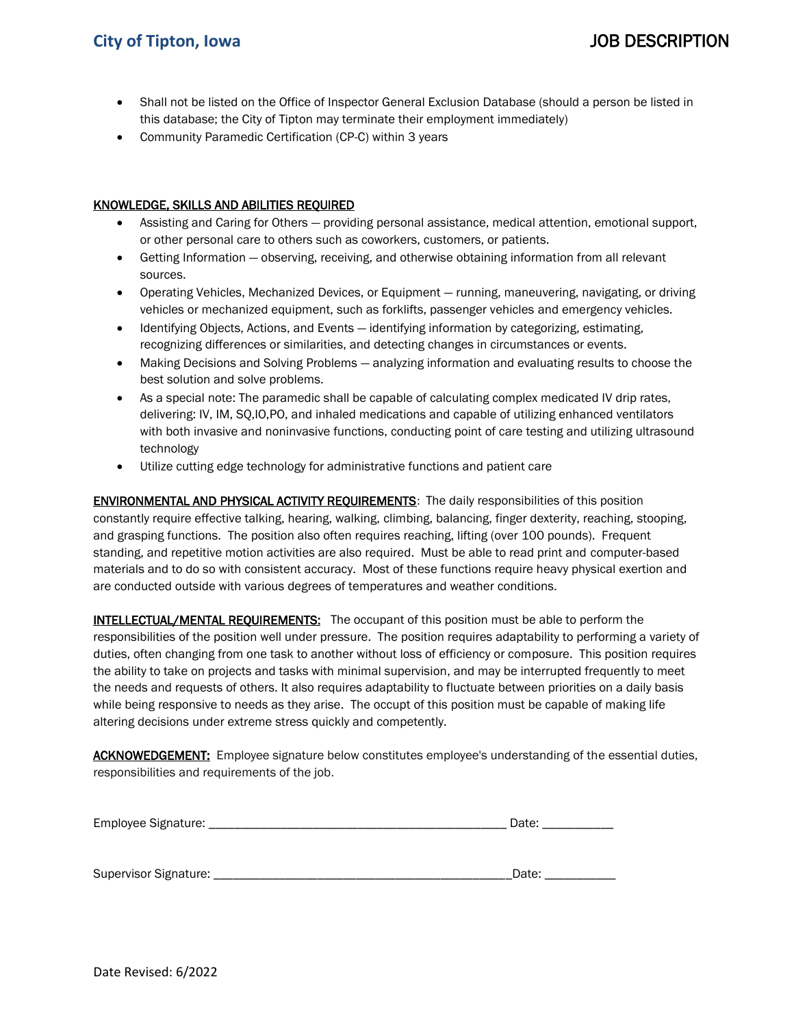- Shall not be listed on the Office of Inspector General Exclusion Database (should a person be listed in this database; the City of Tipton may terminate their employment immediately)
- Community Paramedic Certification (CP-C) within 3 years

## KNOWLEDGE, SKILLS AND ABILITIES REQUIRED

- Assisting and Caring for Others — providing personal assistance, medical attention, emotional support, or other personal care to others such as coworkers, customers, or patients.
- Getting Information — observing, receiving, and otherwise obtaining information from all relevant sources.
- Operating Vehicles, Mechanized Devices, or Equipment — running, maneuvering, navigating, or driving vehicles or mechanized equipment, such as forklifts, passenger vehicles and emergency vehicles.
- Identifying Objects, Actions, and Events — identifying information by categorizing, estimating, recognizing differences or similarities, and detecting changes in circumstances or events.
- Making Decisions and Solving Problems — analyzing information and evaluating results to choose the best solution and solve problems.
- As a special note: The paramedic shall be capable of calculating complex medicated IV drip rates, delivering: IV, IM, SQ,IO,PO, and inhaled medications and capable of utilizing enhanced ventilators with both invasive and noninvasive functions, conducting point of care testing and utilizing ultrasound technology
- Utilize cutting edge technology for administrative functions and patient care

**ENVIRONMENTAL AND PHYSICAL ACTIVITY REQUIREMENTS**: The daily responsibilities of this position constantly require effective talking, hearing, walking, climbing, balancing, finger dexterity, reaching, stooping, and grasping functions. The position also often requires reaching, lifting (over 100 pounds). Frequent standing, and repetitive motion activities are also required. Must be able to read print and computer-based materials and to do so with consistent accuracy. Most of these functions require heavy physical exertion and are conducted outside with various degrees of temperatures and weather conditions.

**INTELLECTUAL/MENTAL REQUIREMENTS:** The occupant of this position must be able to perform the responsibilities of the position well under pressure. The position requires adaptability to performing a variety of duties, often changing from one task to another without loss of efficiency or composure. This position requires the ability to take on projects and tasks with minimal supervision, and may be interrupted frequently to meet the needs and requests of others. It also requires adaptability to fluctuate between priorities on a daily basis while being responsive to needs as they arise. The occupt of this position must be capable of making life altering decisions under extreme stress quickly and competently.

**ACKNOWEDGEMENT:** Employee signature below constitutes employee's understanding of the essential duties, responsibilities and requirements of the job.

Employee Signature: _____________________________________________ Date: ___________

Supervisor Signature: _____________________________________________Date: ___________

Date Revised: 6/2022